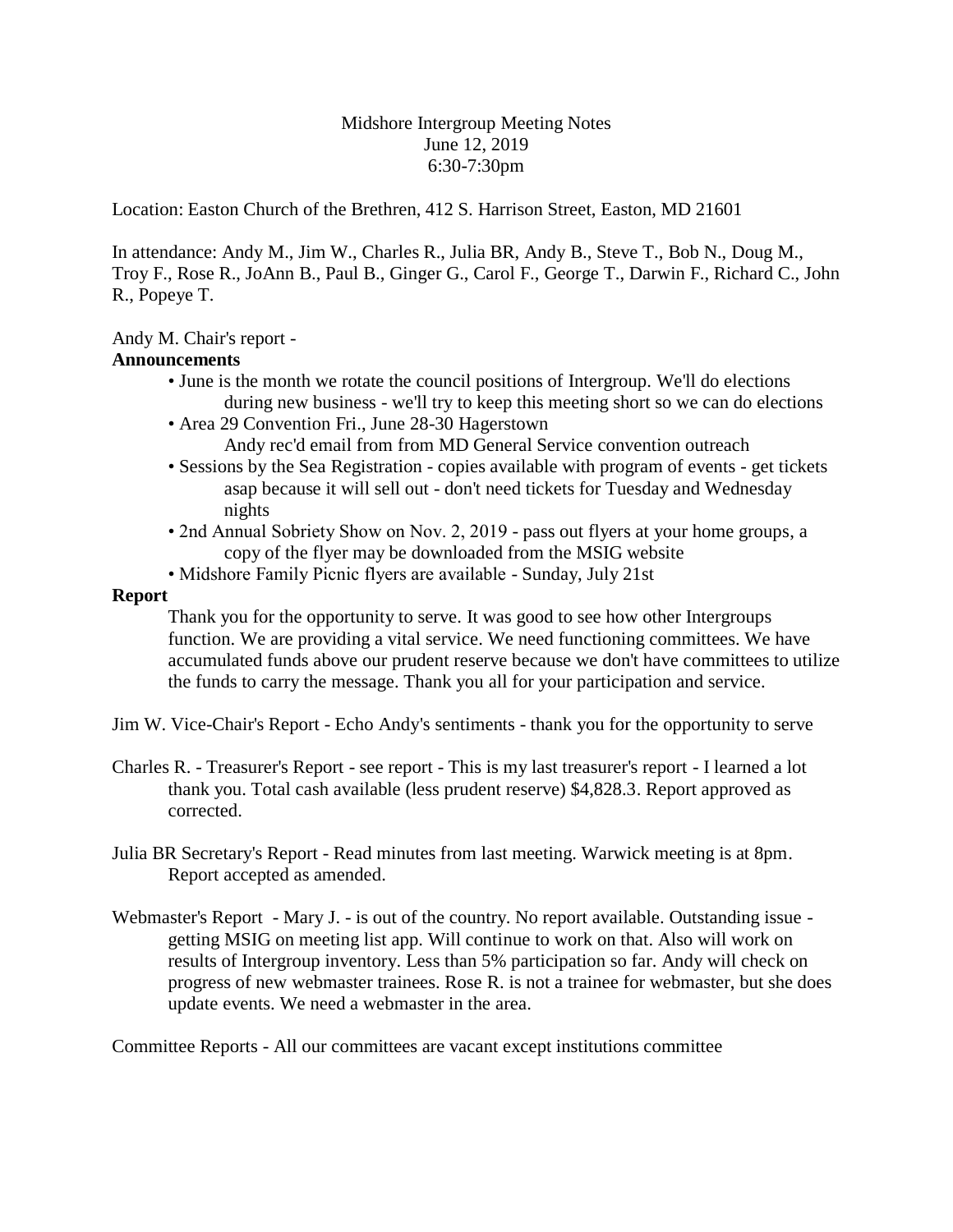Midshore Intergroup Meeting Notes
June 12, 2019
6:30-7:30pm

Location: Easton Church of the Brethren, 412 S. Harrison Street, Easton, MD 21601

In attendance: Andy M., Jim W., Charles R., Julia BR, Andy B., Steve T., Bob N., Doug M., Troy F., Rose R., JoAnn B., Paul B., Ginger G., Carol F., George T., Darwin F., Richard C., John R., Popeye T.

Andy M. Chair's report -

**Announcements**

- June is the month we rotate the council positions of Intergroup. We'll do elections during new business - we'll try to keep this meeting short so we can do elections
- Area 29 Convention Fri., June 28-30 Hagerstown
  Andy rec'd email from from MD General Service convention outreach
- Sessions by the Sea Registration - copies available with program of events - get tickets asap because it will sell out - don't need tickets for Tuesday and Wednesday nights
- 2nd Annual Sobriety Show on Nov. 2, 2019 - pass out flyers at your home groups, a copy of the flyer may be downloaded from the MSIG website
- Midshore Family Picnic flyers are available - Sunday, July 21st

**Report**

Thank you for the opportunity to serve. It was good to see how other Intergroups function. We are providing a vital service. We need functioning committees. We have accumulated funds above our prudent reserve because we don't have committees to utilize the funds to carry the message. Thank you all for your participation and service.

Jim W. Vice-Chair's Report - Echo Andy's sentiments - thank you for the opportunity to serve

Charles R. - Treasurer's Report - see report - This is my last treasurer's report - I learned a lot thank you. Total cash available (less prudent reserve) $4,828.3. Report approved as corrected.

Julia BR Secretary's Report - Read minutes from last meeting. Warwick meeting is at 8pm. Report accepted as amended.

Webmaster's Report - Mary J. - is out of the country. No report available. Outstanding issue - getting MSIG on meeting list app. Will continue to work on that. Also will work on results of Intergroup inventory. Less than 5% participation so far. Andy will check on progress of new webmaster trainees. Rose R. is not a trainee for webmaster, but she does update events. We need a webmaster in the area.

Committee Reports - All our committees are vacant except institutions committee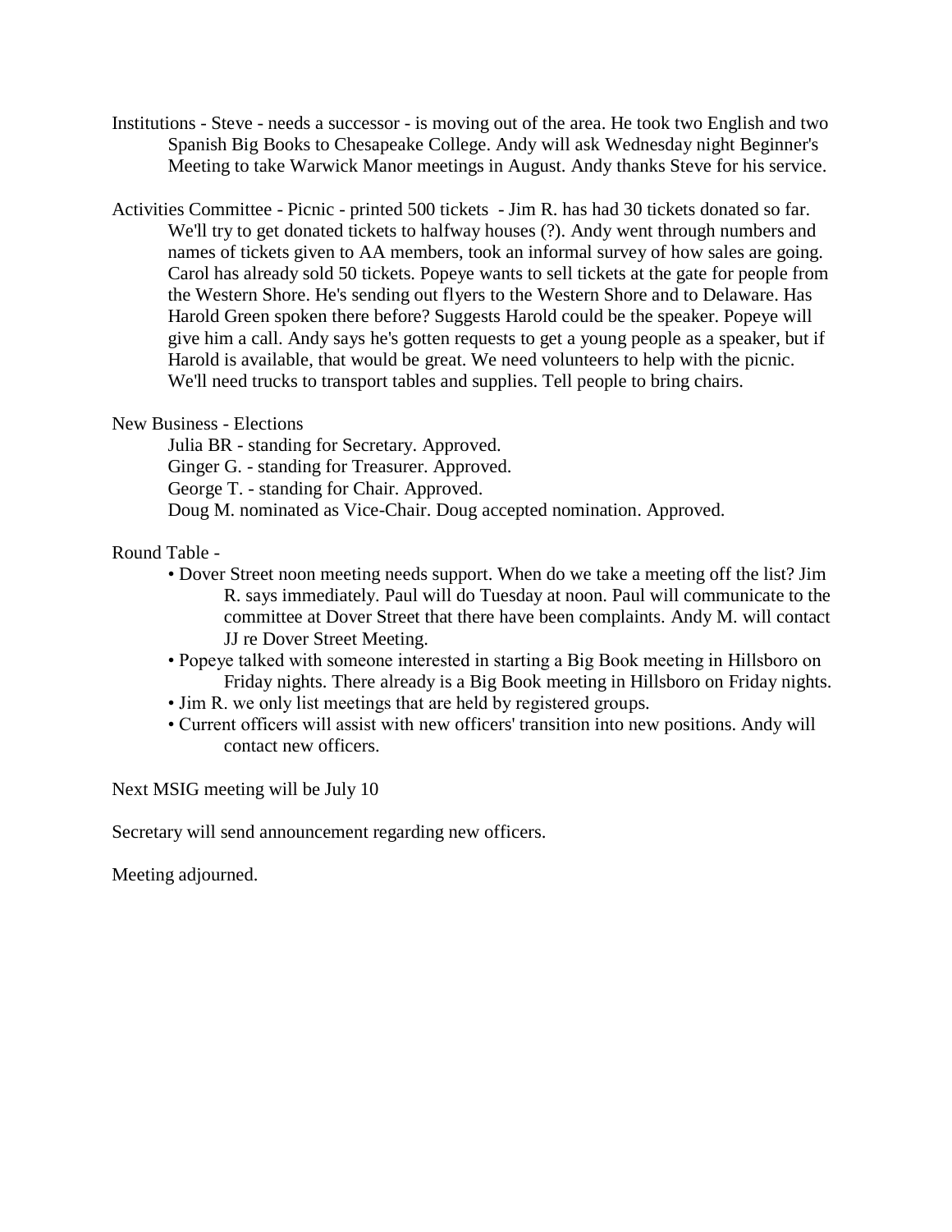Institutions - Steve - needs a successor - is moving out of the area. He took two English and two Spanish Big Books to Chesapeake College. Andy will ask Wednesday night Beginner's Meeting to take Warwick Manor meetings in August. Andy thanks Steve for his service.

Activities Committee - Picnic - printed 500 tickets - Jim R. has had 30 tickets donated so far. We'll try to get donated tickets to halfway houses (?). Andy went through numbers and names of tickets given to AA members, took an informal survey of how sales are going. Carol has already sold 50 tickets. Popeye wants to sell tickets at the gate for people from the Western Shore. He's sending out flyers to the Western Shore and to Delaware. Has Harold Green spoken there before? Suggests Harold could be the speaker. Popeye will give him a call. Andy says he's gotten requests to get a young people as a speaker, but if Harold is available, that would be great. We need volunteers to help with the picnic. We'll need trucks to transport tables and supplies. Tell people to bring chairs.

New Business - Elections

Julia BR - standing for Secretary. Approved.
Ginger G. - standing for Treasurer. Approved.
George T. - standing for Chair. Approved.
Doug M. nominated as Vice-Chair. Doug accepted nomination. Approved.

Round Table -

- Dover Street noon meeting needs support. When do we take a meeting off the list? Jim R. says immediately. Paul will do Tuesday at noon. Paul will communicate to the committee at Dover Street that there have been complaints. Andy M. will contact JJ re Dover Street Meeting.
- Popeye talked with someone interested in starting a Big Book meeting in Hillsboro on Friday nights. There already is a Big Book meeting in Hillsboro on Friday nights.
- Jim R. we only list meetings that are held by registered groups.
- Current officers will assist with new officers' transition into new positions. Andy will contact new officers.

Next MSIG meeting will be July 10

Secretary will send announcement regarding new officers.

Meeting adjourned.